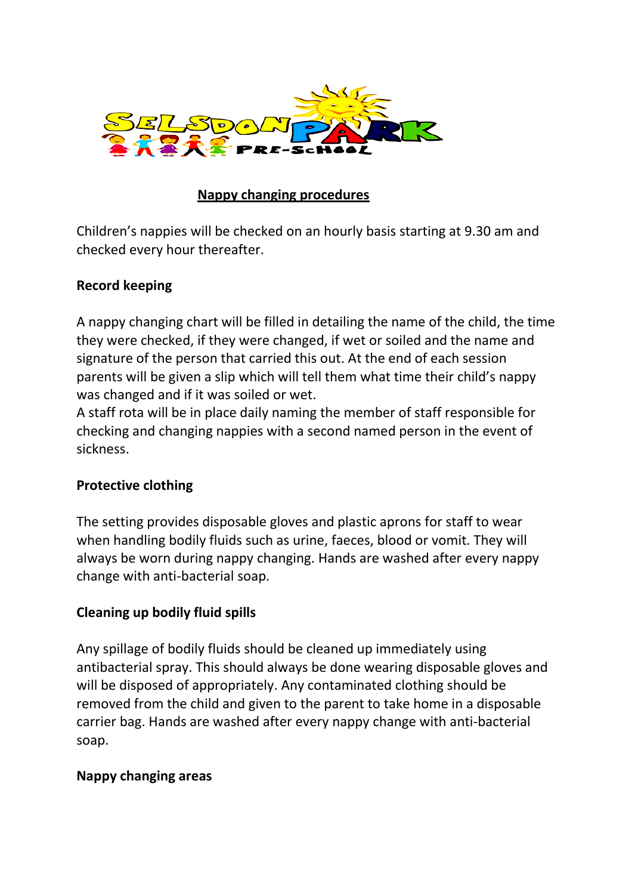# Nappy changing procedures

Children's nappies will be checked on an hourly basis starting at 9.30 am and checked every hour thereafter.

**Record keeping**

A nappy changing chart will be filled in detailing the name of the child, the time they were checked, if they were changed, if wet or soiled and the name and signature of the person that carried this out. At the end of each session parents will be given a slip which will tell them what time their child's nappy was changed and if it was soiled or wet.
A staff rota will be in place daily naming the member of staff responsible for checking and changing nappies with a second named person in the event of sickness.

**Protective clothing**

The setting provides disposable gloves and plastic aprons for staff to wear when handling bodily fluids such as urine, faeces, blood or vomit. They will always be worn during nappy changing. Hands are washed after every nappy change with anti-bacterial soap.

**Cleaning up bodily fluid spills**

Any spillage of bodily fluids should be cleaned up immediately using antibacterial spray. This should always be done wearing disposable gloves and will be disposed of appropriately. Any contaminated clothing should be removed from the child and given to the parent to take home in a disposable carrier bag. Hands are washed after every nappy change with anti-bacterial soap.

**Nappy changing areas**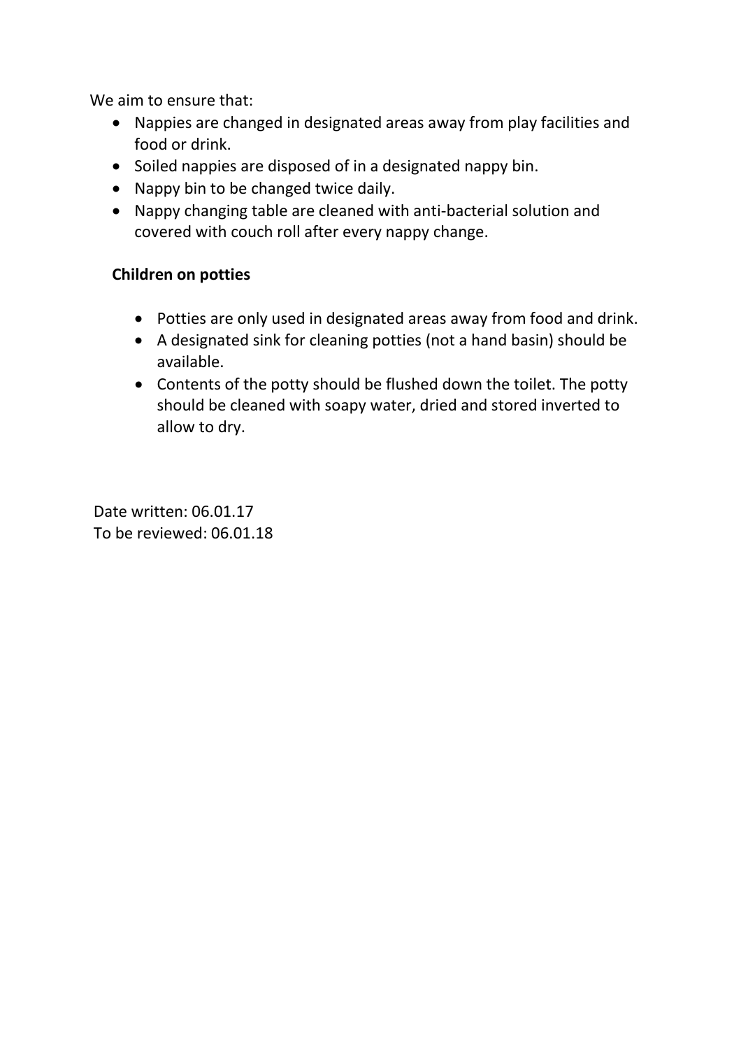We aim to ensure that:

- Nappies are changed in designated areas away from play facilities and food or drink.
- Soiled nappies are disposed of in a designated nappy bin.
- Nappy bin to be changed twice daily.
- Nappy changing table are cleaned with anti-bacterial solution and covered with couch roll after every nappy change.

**Children on potties**

- Potties are only used in designated areas away from food and drink.
- A designated sink for cleaning potties (not a hand basin) should be available.
- Contents of the potty should be flushed down the toilet. The potty should be cleaned with soapy water, dried and stored inverted to allow to dry.

Date written: 06.01.17
To be reviewed: 06.01.18